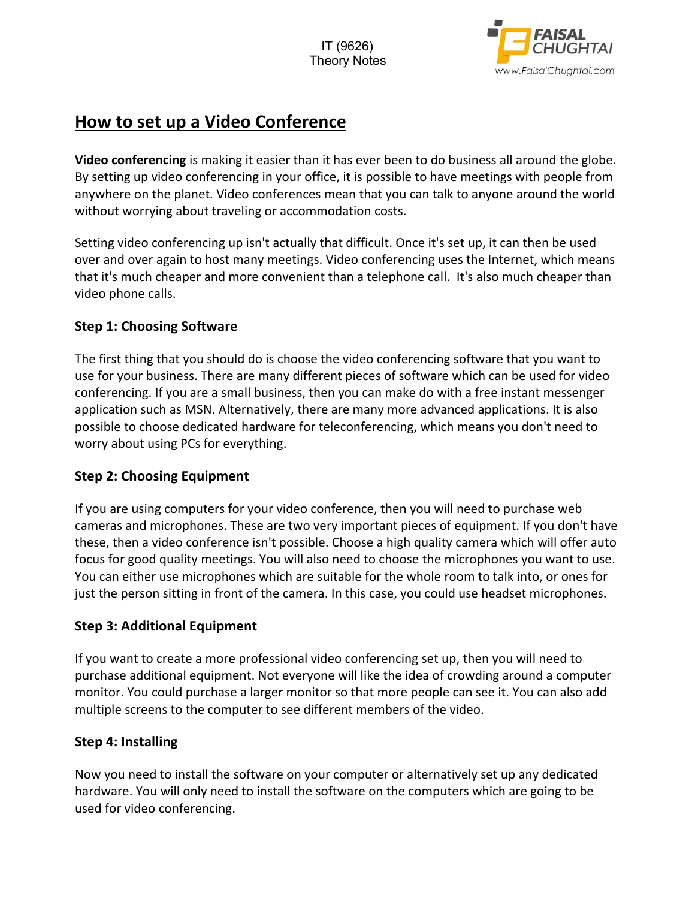# How to set up a Video Conference

**Video conferencing** is making it easier than it has ever been to do business all around the globe. By setting up video conferencing in your office, it is possible to have meetings with people from anywhere on the planet. Video conferences mean that you can talk to anyone around the world without worrying about traveling or accommodation costs.

Setting video conferencing up isn't actually that difficult. Once it's set up, it can then be used over and over again to host many meetings. Video conferencing uses the Internet, which means that it's much cheaper and more convenient than a telephone call. It's also much cheaper than video phone calls.

### Step 1: Choosing Software

The first thing that you should do is choose the video conferencing software that you want to use for your business. There are many different pieces of software which can be used for video conferencing. If you are a small business, then you can make do with a free instant messenger application such as MSN. Alternatively, there are many more advanced applications. It is also possible to choose dedicated hardware for teleconferencing, which means you don't need to worry about using PCs for everything.

### Step 2: Choosing Equipment

If you are using computers for your video conference, then you will need to purchase web cameras and microphones. These are two very important pieces of equipment. If you don't have these, then a video conference isn't possible. Choose a high quality camera which will offer auto focus for good quality meetings. You will also need to choose the microphones you want to use. You can either use microphones which are suitable for the whole room to talk into, or ones for just the person sitting in front of the camera. In this case, you could use headset microphones.

### Step 3: Additional Equipment

If you want to create a more professional video conferencing set up, then you will need to purchase additional equipment. Not everyone will like the idea of crowding around a computer monitor. You could purchase a larger monitor so that more people can see it. You can also add multiple screens to the computer to see different members of the video.

### Step 4: Installing

Now you need to install the software on your computer or alternatively set up any dedicated hardware. You will only need to install the software on the computers which are going to be used for video conferencing.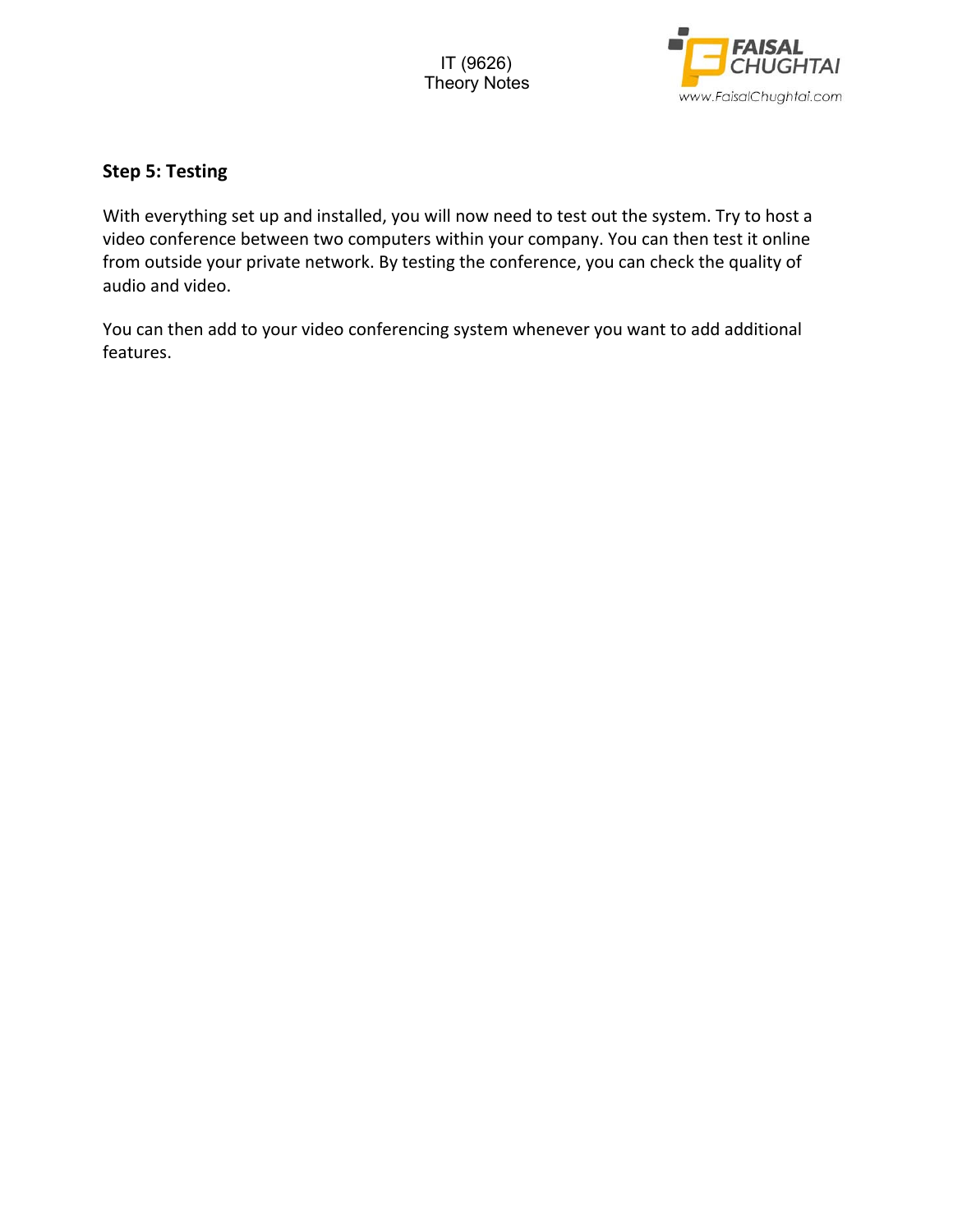**Step 5: Testing**

With everything set up and installed, you will now need to test out the system. Try to host a video conference between two computers within your company. You can then test it online from outside your private network. By testing the conference, you can check the quality of audio and video.

You can then add to your video conferencing system whenever you want to add additional features.